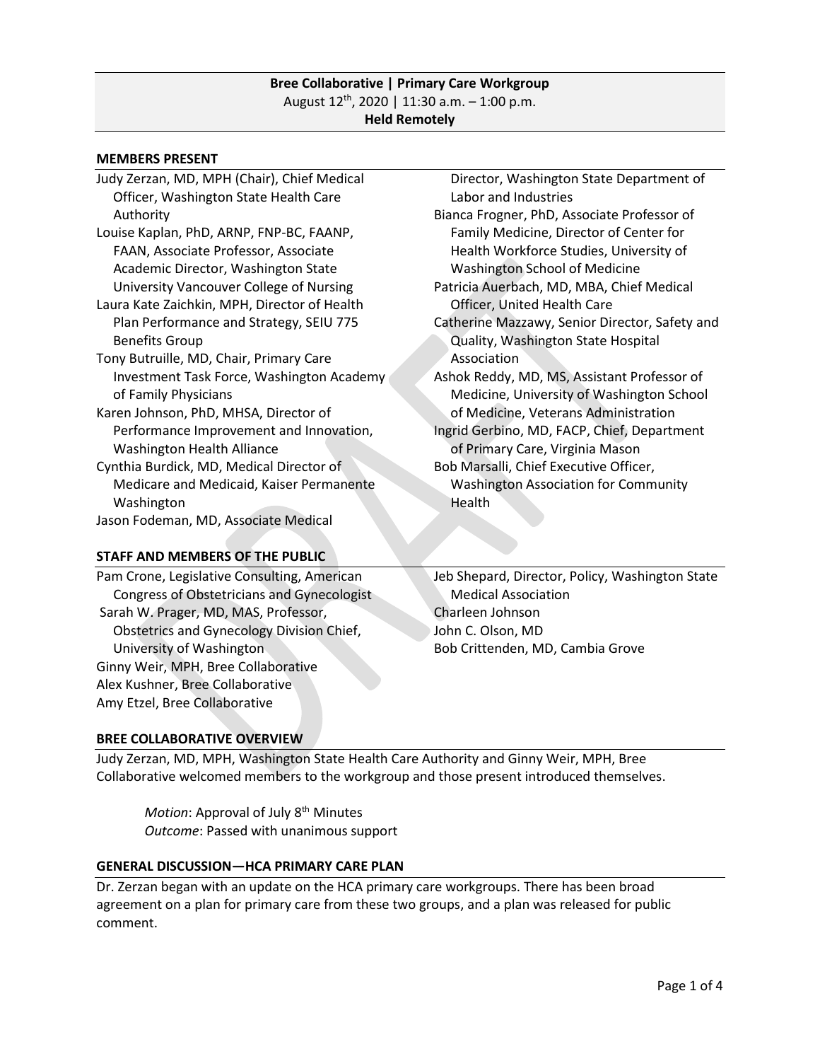**Bree Collaborative | Primary Care Workgroup**
August 12th, 2020 | 11:30 a.m. – 1:00 p.m.
**Held Remotely**

## MEMBERS PRESENT

Judy Zerzan, MD, MPH (Chair), Chief Medical Officer, Washington State Health Care Authority
Louise Kaplan, PhD, ARNP, FNP-BC, FAANP, FAAN, Associate Professor, Associate Academic Director, Washington State University Vancouver College of Nursing
Laura Kate Zaichkin, MPH, Director of Health Plan Performance and Strategy, SEIU 775 Benefits Group
Tony Butruille, MD, Chair, Primary Care Investment Task Force, Washington Academy of Family Physicians
Karen Johnson, PhD, MHSA, Director of Performance Improvement and Innovation, Washington Health Alliance
Cynthia Burdick, MD, Medical Director of Medicare and Medicaid, Kaiser Permanente Washington
Jason Fodeman, MD, Associate Medical Director, Washington State Department of Labor and Industries
Bianca Frogner, PhD, Associate Professor of Family Medicine, Director of Center for Health Workforce Studies, University of Washington School of Medicine
Patricia Auerbach, MD, MBA, Chief Medical Officer, United Health Care
Catherine Mazzawy, Senior Director, Safety and Quality, Washington State Hospital Association
Ashok Reddy, MD, MS, Assistant Professor of Medicine, University of Washington School of Medicine, Veterans Administration
Ingrid Gerbino, MD, FACP, Chief, Department of Primary Care, Virginia Mason
Bob Marsalli, Chief Executive Officer, Washington Association for Community Health

## STAFF AND MEMBERS OF THE PUBLIC

Pam Crone, Legislative Consulting, American Congress of Obstetricians and Gynecologist
Sarah W. Prager, MD, MAS, Professor, Obstetrics and Gynecology Division Chief, University of Washington
Ginny Weir, MPH, Bree Collaborative
Alex Kushner, Bree Collaborative
Amy Etzel, Bree Collaborative
Jeb Shepard, Director, Policy, Washington State Medical Association
Charleen Johnson
John C. Olson, MD
Bob Crittenden, MD, Cambia Grove

## BREE COLLABORATIVE OVERVIEW

Judy Zerzan, MD, MPH, Washington State Health Care Authority and Ginny Weir, MPH, Bree Collaborative welcomed members to the workgroup and those present introduced themselves.

> *Motion*: Approval of July 8th Minutes
> *Outcome*: Passed with unanimous support

## GENERAL DISCUSSION—HCA PRIMARY CARE PLAN

Dr. Zerzan began with an update on the HCA primary care workgroups. There has been broad agreement on a plan for primary care from these two groups, and a plan was released for public comment.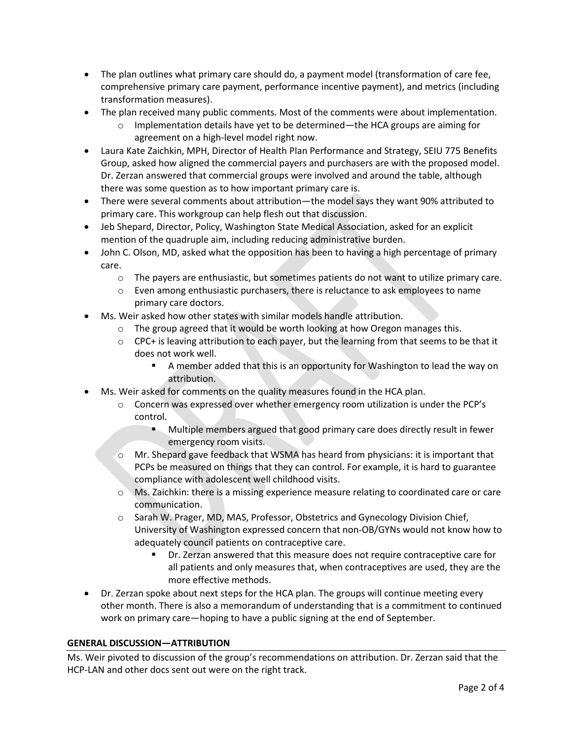- The plan outlines what primary care should do, a payment model (transformation of care fee, comprehensive primary care payment, performance incentive payment), and metrics (including transformation measures).
- The plan received many public comments. Most of the comments were about implementation.
  - Implementation details have yet to be determined—the HCA groups are aiming for agreement on a high-level model right now.
- Laura Kate Zaichkin, MPH, Director of Health Plan Performance and Strategy, SEIU 775 Benefits Group, asked how aligned the commercial payers and purchasers are with the proposed model. Dr. Zerzan answered that commercial groups were involved and around the table, although there was some question as to how important primary care is.
- There were several comments about attribution—the model says they want 90% attributed to primary care. This workgroup can help flesh out that discussion.
- Jeb Shepard, Director, Policy, Washington State Medical Association, asked for an explicit mention of the quadruple aim, including reducing administrative burden.
- John C. Olson, MD, asked what the opposition has been to having a high percentage of primary care.
  - The payers are enthusiastic, but sometimes patients do not want to utilize primary care.
  - Even among enthusiastic purchasers, there is reluctance to ask employees to name primary care doctors.
- Ms. Weir asked how other states with similar models handle attribution.
  - The group agreed that it would be worth looking at how Oregon manages this.
  - CPC+ is leaving attribution to each payer, but the learning from that seems to be that it does not work well.
    - A member added that this is an opportunity for Washington to lead the way on attribution.
- Ms. Weir asked for comments on the quality measures found in the HCA plan.
  - Concern was expressed over whether emergency room utilization is under the PCP's control.
    - Multiple members argued that good primary care does directly result in fewer emergency room visits.
  - Mr. Shepard gave feedback that WSMA has heard from physicians: it is important that PCPs be measured on things that they can control. For example, it is hard to guarantee compliance with adolescent well childhood visits.
  - Ms. Zaichkin: there is a missing experience measure relating to coordinated care or care communication.
  - Sarah W. Prager, MD, MAS, Professor, Obstetrics and Gynecology Division Chief, University of Washington expressed concern that non-OB/GYNs would not know how to adequately council patients on contraceptive care.
    - Dr. Zerzan answered that this measure does not require contraceptive care for all patients and only measures that, when contraceptives are used, they are the more effective methods.
- Dr. Zerzan spoke about next steps for the HCA plan. The groups will continue meeting every other month. There is also a memorandum of understanding that is a commitment to continued work on primary care—hoping to have a public signing at the end of September.

## GENERAL DISCUSSION—ATTRIBUTION

Ms. Weir pivoted to discussion of the group's recommendations on attribution. Dr. Zerzan said that the HCP-LAN and other docs sent out were on the right track.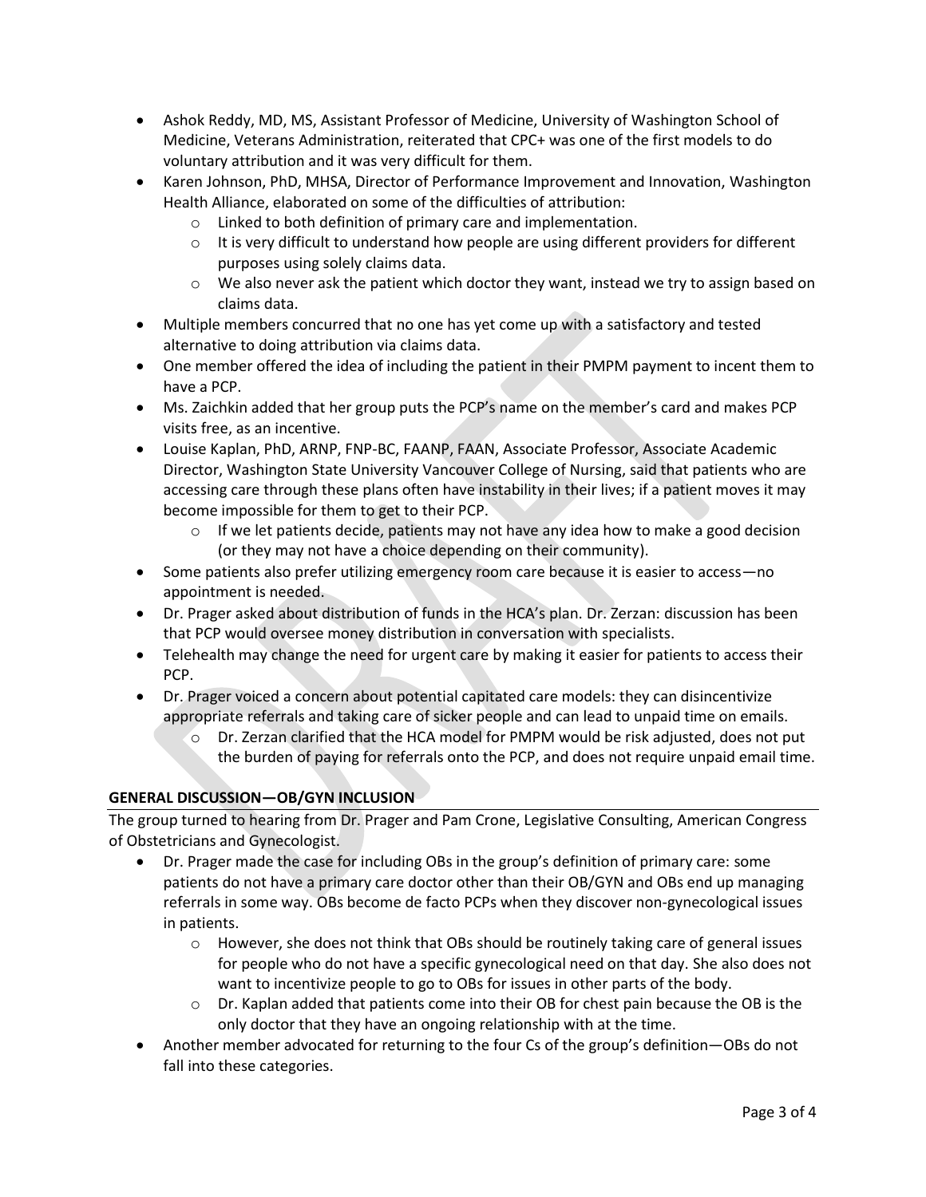- Ashok Reddy, MD, MS, Assistant Professor of Medicine, University of Washington School of Medicine, Veterans Administration, reiterated that CPC+ was one of the first models to do voluntary attribution and it was very difficult for them.
- Karen Johnson, PhD, MHSA, Director of Performance Improvement and Innovation, Washington Health Alliance, elaborated on some of the difficulties of attribution:
  - Linked to both definition of primary care and implementation.
  - It is very difficult to understand how people are using different providers for different purposes using solely claims data.
  - We also never ask the patient which doctor they want, instead we try to assign based on claims data.
- Multiple members concurred that no one has yet come up with a satisfactory and tested alternative to doing attribution via claims data.
- One member offered the idea of including the patient in their PMPM payment to incent them to have a PCP.
- Ms. Zaichkin added that her group puts the PCP's name on the member's card and makes PCP visits free, as an incentive.
- Louise Kaplan, PhD, ARNP, FNP-BC, FAANP, FAAN, Associate Professor, Associate Academic Director, Washington State University Vancouver College of Nursing, said that patients who are accessing care through these plans often have instability in their lives; if a patient moves it may become impossible for them to get to their PCP.
  - If we let patients decide, patients may not have any idea how to make a good decision (or they may not have a choice depending on their community).
- Some patients also prefer utilizing emergency room care because it is easier to access—no appointment is needed.
- Dr. Prager asked about distribution of funds in the HCA's plan. Dr. Zerzan: discussion has been that PCP would oversee money distribution in conversation with specialists.
- Telehealth may change the need for urgent care by making it easier for patients to access their PCP.
- Dr. Prager voiced a concern about potential capitated care models: they can disincentivize appropriate referrals and taking care of sicker people and can lead to unpaid time on emails.
  - Dr. Zerzan clarified that the HCA model for PMPM would be risk adjusted, does not put the burden of paying for referrals onto the PCP, and does not require unpaid email time.

## GENERAL DISCUSSION—OB/GYN INCLUSION

The group turned to hearing from Dr. Prager and Pam Crone, Legislative Consulting, American Congress of Obstetricians and Gynecologist.

- Dr. Prager made the case for including OBs in the group's definition of primary care: some patients do not have a primary care doctor other than their OB/GYN and OBs end up managing referrals in some way. OBs become de facto PCPs when they discover non-gynecological issues in patients.
  - However, she does not think that OBs should be routinely taking care of general issues for people who do not have a specific gynecological need on that day. She also does not want to incentivize people to go to OBs for issues in other parts of the body.
  - Dr. Kaplan added that patients come into their OB for chest pain because the OB is the only doctor that they have an ongoing relationship with at the time.
- Another member advocated for returning to the four Cs of the group's definition—OBs do not fall into these categories.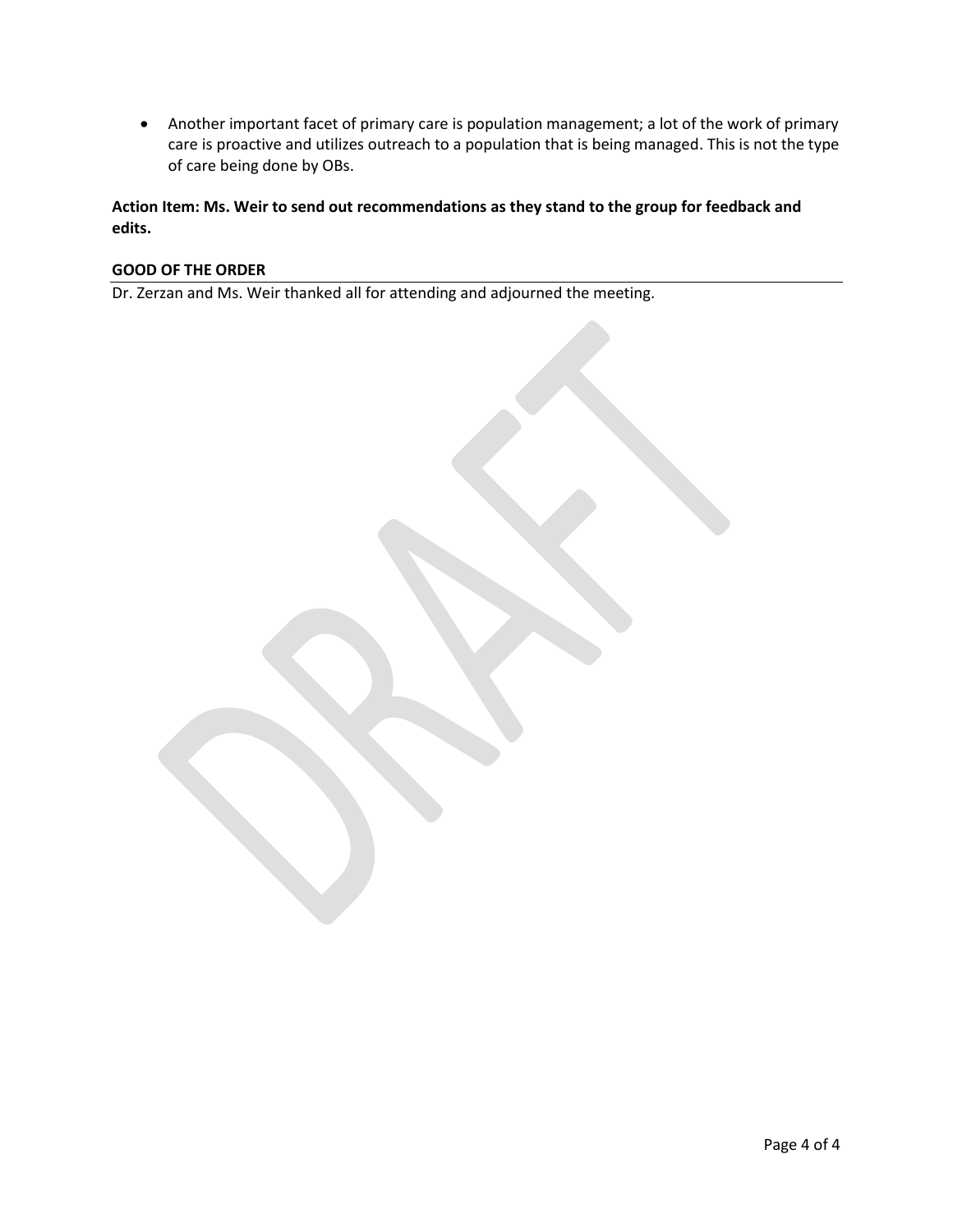- Another important facet of primary care is population management; a lot of the work of primary care is proactive and utilizes outreach to a population that is being managed. This is not the type of care being done by OBs.

**Action Item: Ms. Weir to send out recommendations as they stand to the group for feedback and edits.**

**GOOD OF THE ORDER**

Dr. Zerzan and Ms. Weir thanked all for attending and adjourned the meeting.